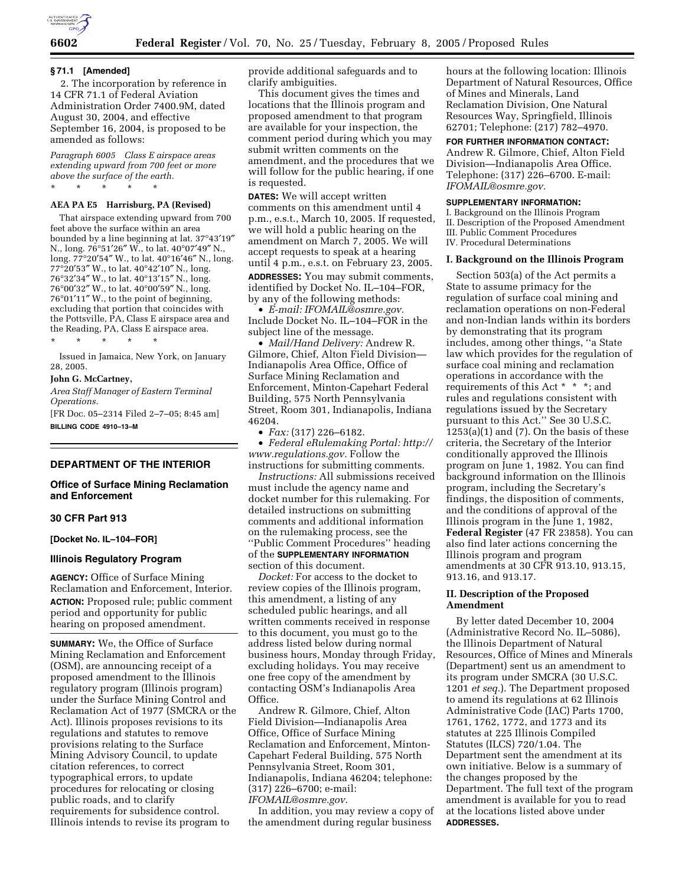### § 71.1 [Amended]

2. The incorporation by reference in 14 CFR 71.1 of Federal Aviation Administration Order 7400.9M, dated August 30, 2004, and effective September 16, 2004, is proposed to be amended as follows:

*Paragraph 6005 Class E airspace areas extending upward from 700 feet or more above the surface of the earth.*

\* \* \* \* \*

**AEA PA E5 Harrisburg, PA (Revised)**

That airspace extending upward from 700 feet above the surface within an area bounded by a line beginning at lat. 37°43′19″ N., long. 76°51′26″ W., to lat. 40°07′49″ N., long. 77°20′54″ W., to lat. 40°16′46″ N., long. 77°20′53″ W., to lat. 40°42′10″ N., long. 76°32′34″ W., to lat. 40°13′15″ N., long. 76°00′32″ W., to lat. 40°00′59″ N., long. 76°01′11″ W., to the point of beginning, excluding that portion that coincides with the Pottsville, PA, Class E airspace area and the Reading, PA, Class E airspace area.

\* \* \* \* \*

Issued in Jamaica, New York, on January 28, 2005.

**John G. McCartney,**

*Area Staff Manager of Eastern Terminal Operations.*

[FR Doc. 05–2314 Filed 2–7–05; 8:45 am]

**BILLING CODE 4910–13–M**

---

## DEPARTMENT OF THE INTERIOR

### Office of Surface Mining Reclamation and Enforcement

### 30 CFR Part 913

**[Docket No. IL–104–FOR]**

### Illinois Regulatory Program

**AGENCY:** Office of Surface Mining Reclamation and Enforcement, Interior.

**ACTION:** Proposed rule; public comment period and opportunity for public hearing on proposed amendment.

**SUMMARY:** We, the Office of Surface Mining Reclamation and Enforcement (OSM), are announcing receipt of a proposed amendment to the Illinois regulatory program (Illinois program) under the Surface Mining Control and Reclamation Act of 1977 (SMCRA or the Act). Illinois proposes revisions to its regulations and statutes to remove provisions relating to the Surface Mining Advisory Council, to update citation references, to correct typographical errors, to update procedures for relocating or closing public roads, and to clarify requirements for subsidence control. Illinois intends to revise its program to provide additional safeguards and to clarify ambiguities.

This document gives the times and locations that the Illinois program and proposed amendment to that program are available for your inspection, the comment period during which you may submit written comments on the amendment, and the procedures that we will follow for the public hearing, if one is requested.

**DATES:** We will accept written comments on this amendment until 4 p.m., e.s.t., March 10, 2005. If requested, we will hold a public hearing on the amendment on March 7, 2005. We will accept requests to speak at a hearing until 4 p.m., e.s.t. on February 23, 2005.

**ADDRESSES:** You may submit comments, identified by Docket No. IL–104–FOR, by any of the following methods:

- *E-mail: IFOMAIL@osmre.gov.* Include Docket No. IL–104–FOR in the subject line of the message.
- *Mail/Hand Delivery:* Andrew R. Gilmore, Chief, Alton Field Division—Indianapolis Area Office, Office of Surface Mining Reclamation and Enforcement, Minton-Capehart Federal Building, 575 North Pennsylvania Street, Room 301, Indianapolis, Indiana 46204.
- *Fax:* (317) 226–6182.
- *Federal eRulemaking Portal: http://www.regulations.gov.* Follow the instructions for submitting comments.

*Instructions:* All submissions received must include the agency name and docket number for this rulemaking. For detailed instructions on submitting comments and additional information on the rulemaking process, see the ''Public Comment Procedures'' heading of the **SUPPLEMENTARY INFORMATION** section of this document.

*Docket:* For access to the docket to review copies of the Illinois program, this amendment, a listing of any scheduled public hearings, and all written comments received in response to this document, you must go to the address listed below during normal business hours, Monday through Friday, excluding holidays. You may receive one free copy of the amendment by contacting OSM's Indianapolis Area Office.

Andrew R. Gilmore, Chief, Alton Field Division—Indianapolis Area Office, Office of Surface Mining Reclamation and Enforcement, Minton-Capehart Federal Building, 575 North Pennsylvania Street, Room 301, Indianapolis, Indiana 46204; telephone: (317) 226–6700; e-mail: *IFOMAIL@osmre.gov.*

In addition, you may review a copy of the amendment during regular business hours at the following location: Illinois Department of Natural Resources, Office of Mines and Minerals, Land Reclamation Division, One Natural Resources Way, Springfield, Illinois 62701; Telephone: (217) 782–4970.

**FOR FURTHER INFORMATION CONTACT:** Andrew R. Gilmore, Chief, Alton Field Division—Indianapolis Area Office. Telephone: (317) 226–6700. E-mail: *IFOMAIL@osmre.gov.*

**SUPPLEMENTARY INFORMATION:**

I. Background on the Illinois Program
II. Description of the Proposed Amendment
III. Public Comment Procedures
IV. Procedural Determinations

### I. Background on the Illinois Program

Section 503(a) of the Act permits a State to assume primacy for the regulation of surface coal mining and reclamation operations on non-Federal and non-Indian lands within its borders by demonstrating that its program includes, among other things, ''a State law which provides for the regulation of surface coal mining and reclamation operations in accordance with the requirements of this Act \* \* \*; and rules and regulations consistent with regulations issued by the Secretary pursuant to this Act.'' See 30 U.S.C. 1253(a)(1) and (7). On the basis of these criteria, the Secretary of the Interior conditionally approved the Illinois program on June 1, 1982. You can find background information on the Illinois program, including the Secretary's findings, the disposition of comments, and the conditions of approval of the Illinois program in the June 1, 1982, **Federal Register** (47 FR 23858). You can also find later actions concerning the Illinois program and program amendments at 30 CFR 913.10, 913.15, 913.16, and 913.17.

### II. Description of the Proposed Amendment

By letter dated December 10, 2004 (Administrative Record No. IL–5086), the Illinois Department of Natural Resources, Office of Mines and Minerals (Department) sent us an amendment to its program under SMCRA (30 U.S.C. 1201 *et seq.*). The Department proposed to amend its regulations at 62 Illinois Administrative Code (IAC) Parts 1700, 1761, 1762, 1772, and 1773 and its statutes at 225 Illinois Compiled Statutes (ILCS) 720/1.04. The Department sent the amendment at its own initiative. Below is a summary of the changes proposed by the Department. The full text of the program amendment is available for you to read at the locations listed above under **ADDRESSES.**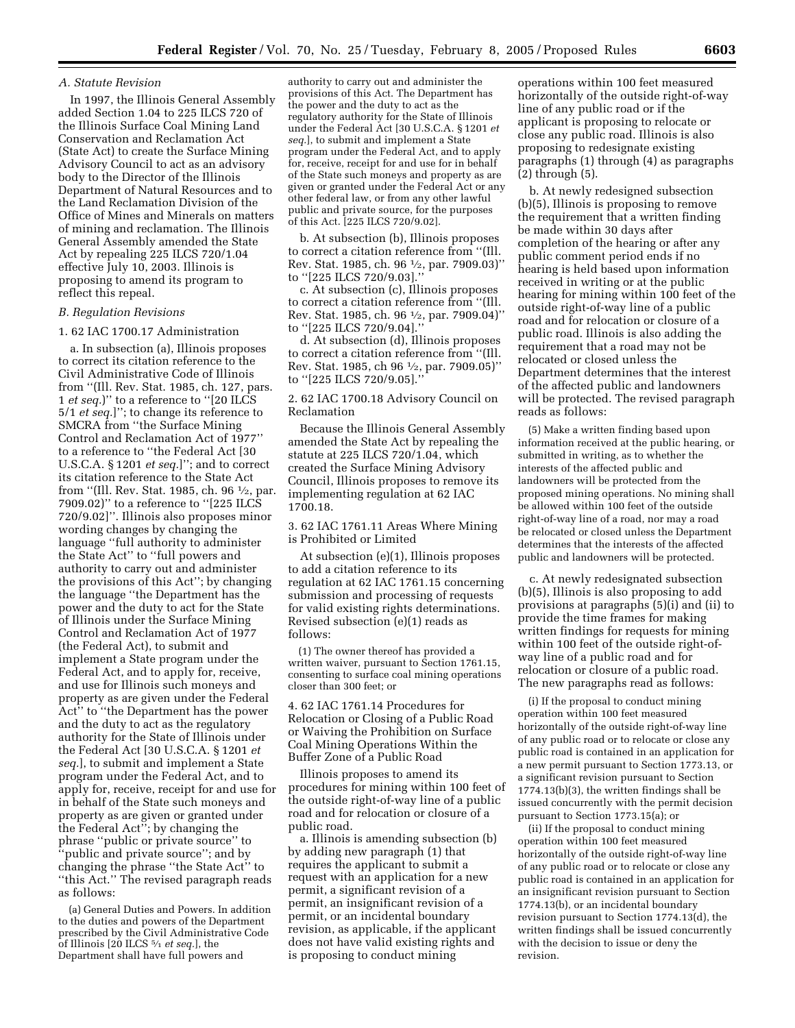*A. Statute Revision*

In 1997, the Illinois General Assembly added Section 1.04 to 225 ILCS 720 of the Illinois Surface Coal Mining Land Conservation and Reclamation Act (State Act) to create the Surface Mining Advisory Council to act as an advisory body to the Director of the Illinois Department of Natural Resources and to the Land Reclamation Division of the Office of Mines and Minerals on matters of mining and reclamation. The Illinois General Assembly amended the State Act by repealing 225 ILCS 720/1.04 effective July 10, 2003. Illinois is proposing to amend its program to reflect this repeal.

*B. Regulation Revisions*

1. 62 IAC 1700.17 Administration

a. In subsection (a), Illinois proposes to correct its citation reference to the Civil Administrative Code of Illinois from ''(Ill. Rev. Stat. 1985, ch. 127, pars. 1 *et seq.*)'' to a reference to ''[20 ILCS 5/1 *et seq.*]''; to change its reference to SMCRA from ''the Surface Mining Control and Reclamation Act of 1977'' to a reference to ''the Federal Act [30 U.S.C.A. § 1201 *et seq.*]''; and to correct its citation reference to the State Act from ''(Ill. Rev. Stat. 1985, ch. 96 ½, par. 7909.02)'' to a reference to ''[225 ILCS 720/9.02]''. Illinois also proposes minor wording changes by changing the language ''full authority to administer the State Act'' to ''full powers and authority to carry out and administer the provisions of this Act''; by changing the language ''the Department has the power and the duty to act for the State of Illinois under the Surface Mining Control and Reclamation Act of 1977 (the Federal Act), to submit and implement a State program under the Federal Act, and to apply for, receive, and use for Illinois such moneys and property as are given under the Federal Act'' to ''the Department has the power and the duty to act as the regulatory authority for the State of Illinois under the Federal Act [30 U.S.C.A. § 1201 *et seq.*], to submit and implement a State program under the Federal Act, and to apply for, receive, receipt for and use for in behalf of the State such moneys and property as are given or granted under the Federal Act''; by changing the phrase ''public or private source'' to ''public and private source''; and by changing the phrase ''the State Act'' to ''this Act.'' The revised paragraph reads as follows:

(a) General Duties and Powers. In addition to the duties and powers of the Department prescribed by the Civil Administrative Code of Illinois [20 ILCS 5/1 *et seq.*], the Department shall have full powers and authority to carry out and administer the provisions of this Act. The Department has the power and the duty to act as the regulatory authority for the State of Illinois under the Federal Act [30 U.S.C.A. § 1201 *et seq.*], to submit and implement a State program under the Federal Act, and to apply for, receive, receipt for and use for in behalf of the State such moneys and property as are given or granted under the Federal Act or any other federal law, or from any other lawful public and private source, for the purposes of this Act. [225 ILCS 720/9.02].

b. At subsection (b), Illinois proposes to correct a citation reference from ''(Ill. Rev. Stat. 1985, ch. 96 ½, par. 7909.03)'' to ''[225 ILCS 720/9.03].''

c. At subsection (c), Illinois proposes to correct a citation reference from ''(Ill. Rev. Stat. 1985, ch. 96 ½, par. 7909.04)'' to ''[225 ILCS 720/9.04].''

d. At subsection (d), Illinois proposes to correct a citation reference from ''(Ill. Rev. Stat. 1985, ch 96 ½, par. 7909.05)'' to ''[225 ILCS 720/9.05].''

2. 62 IAC 1700.18 Advisory Council on Reclamation

Because the Illinois General Assembly amended the State Act by repealing the statute at 225 ILCS 720/1.04, which created the Surface Mining Advisory Council, Illinois proposes to remove its implementing regulation at 62 IAC 1700.18.

3. 62 IAC 1761.11 Areas Where Mining is Prohibited or Limited

At subsection (e)(1), Illinois proposes to add a citation reference to its regulation at 62 IAC 1761.15 concerning submission and processing of requests for valid existing rights determinations. Revised subsection (e)(1) reads as follows:

(1) The owner thereof has provided a written waiver, pursuant to Section 1761.15, consenting to surface coal mining operations closer than 300 feet; or

4. 62 IAC 1761.14 Procedures for Relocation or Closing of a Public Road or Waiving the Prohibition on Surface Coal Mining Operations Within the Buffer Zone of a Public Road

Illinois proposes to amend its procedures for mining within 100 feet of the outside right-of-way line of a public road and for relocation or closure of a public road.

a. Illinois is amending subsection (b) by adding new paragraph (1) that requires the applicant to submit a request with an application for a new permit, a significant revision of a permit, an insignificant revision of a permit, or an incidental boundary revision, as applicable, if the applicant does not have valid existing rights and is proposing to conduct mining operations within 100 feet measured horizontally of the outside right-of-way line of any public road or if the applicant is proposing to relocate or close any public road. Illinois is also proposing to redesignate existing paragraphs (1) through (4) as paragraphs (2) through (5).

b. At newly redesigned subsection (b)(5), Illinois is proposing to remove the requirement that a written finding be made within 30 days after completion of the hearing or after any public comment period ends if no hearing is held based upon information received in writing or at the public hearing for mining within 100 feet of the outside right-of-way line of a public road and for relocation or closure of a public road. Illinois is also adding the requirement that a road may not be relocated or closed unless the Department determines that the interest of the affected public and landowners will be protected. The revised paragraph reads as follows:

(5) Make a written finding based upon information received at the public hearing, or submitted in writing, as to whether the interests of the affected public and landowners will be protected from the proposed mining operations. No mining shall be allowed within 100 feet of the outside right-of-way line of a road, nor may a road be relocated or closed unless the Department determines that the interests of the affected public and landowners will be protected.

c. At newly redesignated subsection (b)(5), Illinois is also proposing to add provisions at paragraphs (5)(i) and (ii) to provide the time frames for making written findings for requests for mining within 100 feet of the outside right-of-way line of a public road and for relocation or closure of a public road. The new paragraphs read as follows:

(i) If the proposal to conduct mining operation within 100 feet measured horizontally of the outside right-of-way line of any public road or to relocate or close any public road is contained in an application for a new permit pursuant to Section 1773.13, or a significant revision pursuant to Section 1774.13(b)(3), the written findings shall be issued concurrently with the permit decision pursuant to Section 1773.15(a); or

(ii) If the proposal to conduct mining operation within 100 feet measured horizontally of the outside right-of-way line of any public road or to relocate or close any public road is contained in an application for an insignificant revision pursuant to Section 1774.13(b), or an incidental boundary revision pursuant to Section 1774.13(d), the written findings shall be issued concurrently with the decision to issue or deny the revision.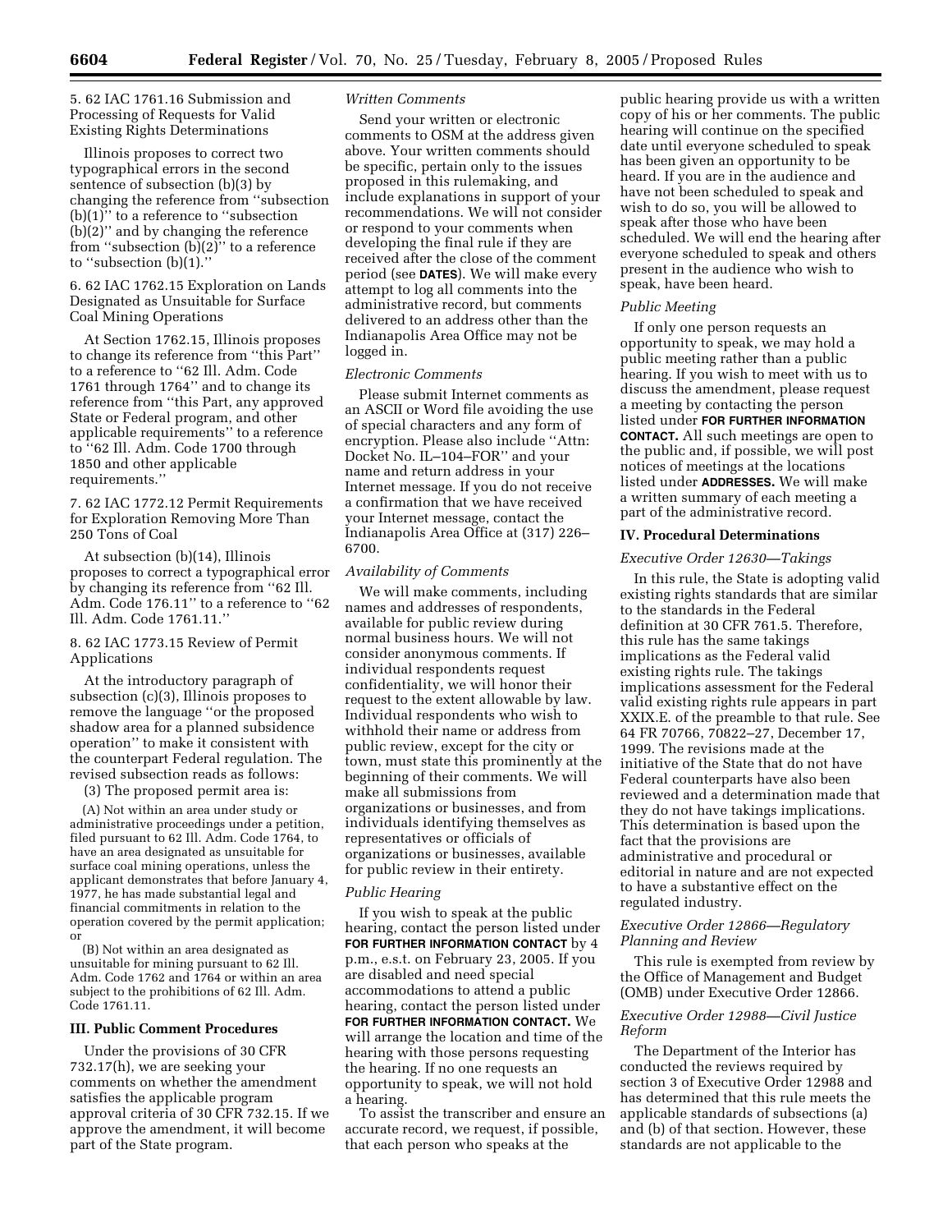5. 62 IAC 1761.16 Submission and Processing of Requests for Valid Existing Rights Determinations

Illinois proposes to correct two typographical errors in the second sentence of subsection (b)(3) by changing the reference from ''subsection (b)(1)'' to a reference to ''subsection (b)(2)'' and by changing the reference from ''subsection (b)(2)'' to a reference to ''subsection (b)(1).''

6. 62 IAC 1762.15 Exploration on Lands Designated as Unsuitable for Surface Coal Mining Operations

At Section 1762.15, Illinois proposes to change its reference from ''this Part'' to a reference to ''62 Ill. Adm. Code 1761 through 1764'' and to change its reference from ''this Part, any approved State or Federal program, and other applicable requirements'' to a reference to ''62 Ill. Adm. Code 1700 through 1850 and other applicable requirements.''

7. 62 IAC 1772.12 Permit Requirements for Exploration Removing More Than 250 Tons of Coal

At subsection (b)(14), Illinois proposes to correct a typographical error by changing its reference from ''62 Ill. Adm. Code 176.11'' to a reference to ''62 Ill. Adm. Code 1761.11.''

8. 62 IAC 1773.15 Review of Permit Applications

At the introductory paragraph of subsection (c)(3), Illinois proposes to remove the language ''or the proposed shadow area for a planned subsidence operation'' to make it consistent with the counterpart Federal regulation. The revised subsection reads as follows:

(3) The proposed permit area is:

(A) Not within an area under study or administrative proceedings under a petition, filed pursuant to 62 Ill. Adm. Code 1764, to have an area designated as unsuitable for surface coal mining operations, unless the applicant demonstrates that before January 4, 1977, he has made substantial legal and financial commitments in relation to the operation covered by the permit application; or

(B) Not within an area designated as unsuitable for mining pursuant to 62 Ill. Adm. Code 1762 and 1764 or within an area subject to the prohibitions of 62 Ill. Adm. Code 1761.11.

## III. Public Comment Procedures

Under the provisions of 30 CFR 732.17(h), we are seeking your comments on whether the amendment satisfies the applicable program approval criteria of 30 CFR 732.15. If we approve the amendment, it will become part of the State program.

### *Written Comments*

Send your written or electronic comments to OSM at the address given above. Your written comments should be specific, pertain only to the issues proposed in this rulemaking, and include explanations in support of your recommendations. We will not consider or respond to your comments when developing the final rule if they are received after the close of the comment period (see **DATES**). We will make every attempt to log all comments into the administrative record, but comments delivered to an address other than the Indianapolis Area Office may not be logged in.

### *Electronic Comments*

Please submit Internet comments as an ASCII or Word file avoiding the use of special characters and any form of encryption. Please also include ''Attn: Docket No. IL–104–FOR'' and your name and return address in your Internet message. If you do not receive a confirmation that we have received your Internet message, contact the Indianapolis Area Office at (317) 226–6700.

### *Availability of Comments*

We will make comments, including names and addresses of respondents, available for public review during normal business hours. We will not consider anonymous comments. If individual respondents request confidentiality, we will honor their request to the extent allowable by law. Individual respondents who wish to withhold their name or address from public review, except for the city or town, must state this prominently at the beginning of their comments. We will make all submissions from organizations or businesses, and from individuals identifying themselves as representatives or officials of organizations or businesses, available for public review in their entirety.

### *Public Hearing*

If you wish to speak at the public hearing, contact the person listed under **FOR FURTHER INFORMATION CONTACT** by 4 p.m., e.s.t. on February 23, 2005. If you are disabled and need special accommodations to attend a public hearing, contact the person listed under **FOR FURTHER INFORMATION CONTACT.** We will arrange the location and time of the hearing with those persons requesting the hearing. If no one requests an opportunity to speak, we will not hold a hearing.

To assist the transcriber and ensure an accurate record, we request, if possible, that each person who speaks at the public hearing provide us with a written copy of his or her comments. The public hearing will continue on the specified date until everyone scheduled to speak has been given an opportunity to be heard. If you are in the audience and have not been scheduled to speak and wish to do so, you will be allowed to speak after those who have been scheduled. We will end the hearing after everyone scheduled to speak and others present in the audience who wish to speak, have been heard.

### *Public Meeting*

If only one person requests an opportunity to speak, we may hold a public meeting rather than a public hearing. If you wish to meet with us to discuss the amendment, please request a meeting by contacting the person listed under **FOR FURTHER INFORMATION CONTACT.** All such meetings are open to the public and, if possible, we will post notices of meetings at the locations listed under **ADDRESSES.** We will make a written summary of each meeting a part of the administrative record.

## IV. Procedural Determinations

### *Executive Order 12630—Takings*

In this rule, the State is adopting valid existing rights standards that are similar to the standards in the Federal definition at 30 CFR 761.5. Therefore, this rule has the same takings implications as the Federal valid existing rights rule. The takings implications assessment for the Federal valid existing rights rule appears in part XXIX.E. of the preamble to that rule. See 64 FR 70766, 70822–27, December 17, 1999. The revisions made at the initiative of the State that do not have Federal counterparts have also been reviewed and a determination made that they do not have takings implications. This determination is based upon the fact that the provisions are administrative and procedural or editorial in nature and are not expected to have a substantive effect on the regulated industry.

### *Executive Order 12866—Regulatory Planning and Review*

This rule is exempted from review by the Office of Management and Budget (OMB) under Executive Order 12866.

### *Executive Order 12988—Civil Justice Reform*

The Department of the Interior has conducted the reviews required by section 3 of Executive Order 12988 and has determined that this rule meets the applicable standards of subsections (a) and (b) of that section. However, these standards are not applicable to the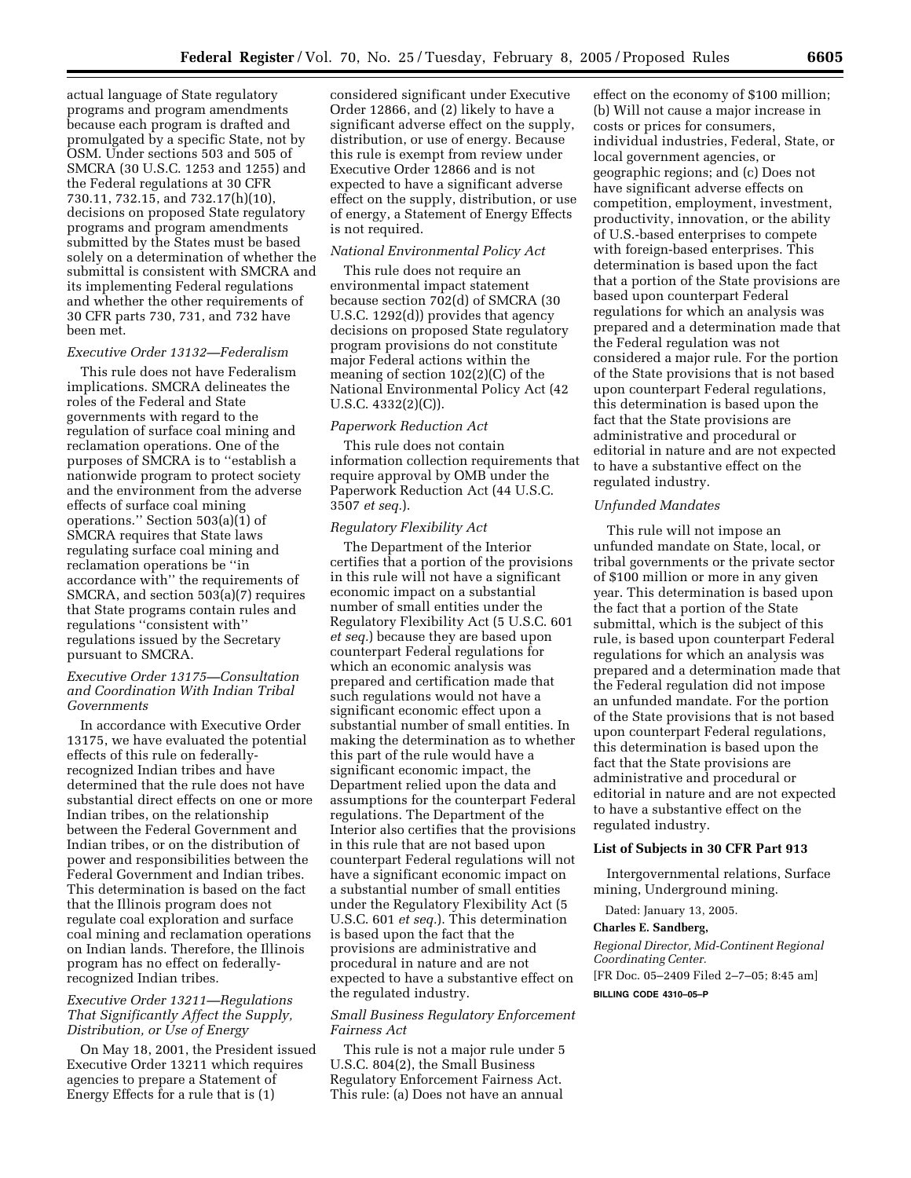actual language of State regulatory programs and program amendments because each program is drafted and promulgated by a specific State, not by OSM. Under sections 503 and 505 of SMCRA (30 U.S.C. 1253 and 1255) and the Federal regulations at 30 CFR 730.11, 732.15, and 732.17(h)(10), decisions on proposed State regulatory programs and program amendments submitted by the States must be based solely on a determination of whether the submittal is consistent with SMCRA and its implementing Federal regulations and whether the other requirements of 30 CFR parts 730, 731, and 732 have been met.

*Executive Order 13132—Federalism*

This rule does not have Federalism implications. SMCRA delineates the roles of the Federal and State governments with regard to the regulation of surface coal mining and reclamation operations. One of the purposes of SMCRA is to ''establish a nationwide program to protect society and the environment from the adverse effects of surface coal mining operations.'' Section 503(a)(1) of SMCRA requires that State laws regulating surface coal mining and reclamation operations be ''in accordance with'' the requirements of SMCRA, and section 503(a)(7) requires that State programs contain rules and regulations ''consistent with'' regulations issued by the Secretary pursuant to SMCRA.

*Executive Order 13175—Consultation and Coordination With Indian Tribal Governments*

In accordance with Executive Order 13175, we have evaluated the potential effects of this rule on federally-recognized Indian tribes and have determined that the rule does not have substantial direct effects on one or more Indian tribes, on the relationship between the Federal Government and Indian tribes, or on the distribution of power and responsibilities between the Federal Government and Indian tribes. This determination is based on the fact that the Illinois program does not regulate coal exploration and surface coal mining and reclamation operations on Indian lands. Therefore, the Illinois program has no effect on federally-recognized Indian tribes.

*Executive Order 13211—Regulations That Significantly Affect the Supply, Distribution, or Use of Energy*

On May 18, 2001, the President issued Executive Order 13211 which requires agencies to prepare a Statement of Energy Effects for a rule that is (1) considered significant under Executive Order 12866, and (2) likely to have a significant adverse effect on the supply, distribution, or use of energy. Because this rule is exempt from review under Executive Order 12866 and is not expected to have a significant adverse effect on the supply, distribution, or use of energy, a Statement of Energy Effects is not required.

*National Environmental Policy Act*

This rule does not require an environmental impact statement because section 702(d) of SMCRA (30 U.S.C. 1292(d)) provides that agency decisions on proposed State regulatory program provisions do not constitute major Federal actions within the meaning of section 102(2)(C) of the National Environmental Policy Act (42 U.S.C. 4332(2)(C)).

*Paperwork Reduction Act*

This rule does not contain information collection requirements that require approval by OMB under the Paperwork Reduction Act (44 U.S.C. 3507 *et seq.*).

*Regulatory Flexibility Act*

The Department of the Interior certifies that a portion of the provisions in this rule will not have a significant economic impact on a substantial number of small entities under the Regulatory Flexibility Act (5 U.S.C. 601 *et seq.*) because they are based upon counterpart Federal regulations for which an economic analysis was prepared and certification made that such regulations would not have a significant economic effect upon a substantial number of small entities. In making the determination as to whether this part of the rule would have a significant economic impact, the Department relied upon the data and assumptions for the counterpart Federal regulations. The Department of the Interior also certifies that the provisions in this rule that are not based upon counterpart Federal regulations will not have a significant economic impact on a substantial number of small entities under the Regulatory Flexibility Act (5 U.S.C. 601 *et seq.*). This determination is based upon the fact that the provisions are administrative and procedural in nature and are not expected to have a substantive effect on the regulated industry.

*Small Business Regulatory Enforcement Fairness Act*

This rule is not a major rule under 5 U.S.C. 804(2), the Small Business Regulatory Enforcement Fairness Act. This rule: (a) Does not have an annual effect on the economy of $100 million; (b) Will not cause a major increase in costs or prices for consumers, individual industries, Federal, State, or local government agencies, or geographic regions; and (c) Does not have significant adverse effects on competition, employment, investment, productivity, innovation, or the ability of U.S.-based enterprises to compete with foreign-based enterprises. This determination is based upon the fact that a portion of the State provisions are based upon counterpart Federal regulations for which an analysis was prepared and a determination made that the Federal regulation was not considered a major rule. For the portion of the State provisions that is not based upon counterpart Federal regulations, this determination is based upon the fact that the State provisions are administrative and procedural or editorial in nature and are not expected to have a substantive effect on the regulated industry.

*Unfunded Mandates*

This rule will not impose an unfunded mandate on State, local, or tribal governments or the private sector of $100 million or more in any given year. This determination is based upon the fact that a portion of the State submittal, which is the subject of this rule, is based upon counterpart Federal regulations for which an analysis was prepared and a determination made that the Federal regulation did not impose an unfunded mandate. For the portion of the State provisions that is not based upon counterpart Federal regulations, this determination is based upon the fact that the State provisions are administrative and procedural or editorial in nature and are not expected to have a substantive effect on the regulated industry.

**List of Subjects in 30 CFR Part 913**

Intergovernmental relations, Surface mining, Underground mining.

Dated: January 13, 2005.

**Charles E. Sandberg,**

*Regional Director, Mid-Continent Regional Coordinating Center.*

[FR Doc. 05–2409 Filed 2–7–05; 8:45 am]

**BILLING CODE 4310–05–P**